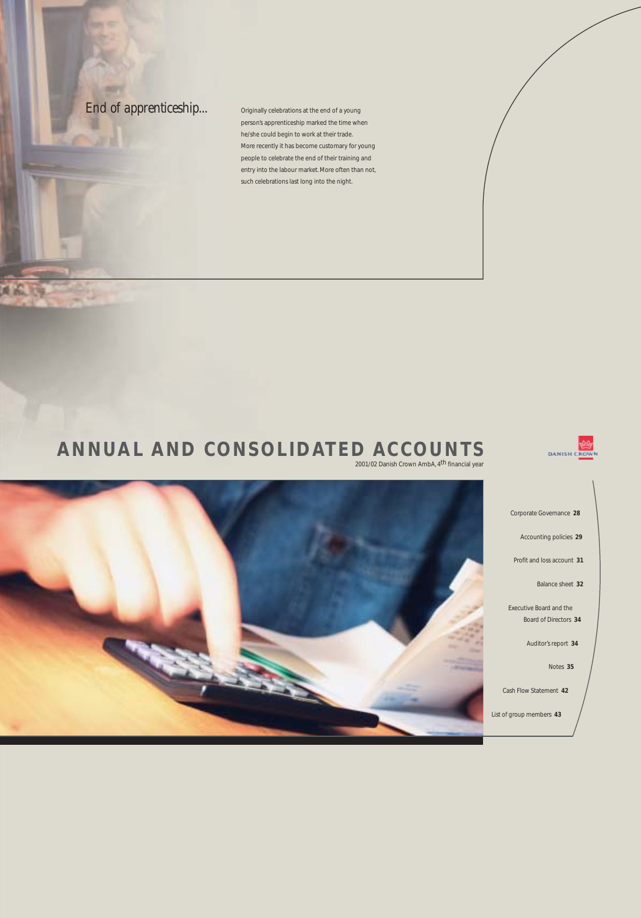## End of apprenticeship...

Originally celebrations at the end of a young person's apprenticeship marked the time when he/she could begin to work at their trade. More recently it has become customary for young people to celebrate the end of their training and entry into the labour market. More often than not, such celebrations last long into the night.

# ANNUAL AND CONSOLIDATED ACCOUNTS

2001/02 Danish Crown AmbA, 4th financial year

DANISH CROWN

Corporate Governance **28**

Accounting policies **29**

Profit and loss account **31**

Balance sheet **32**

Executive Board and the Board of Directors **34**

Auditor's report **34**

Notes **35**

Cash Flow Statement **42**

List of group members **43**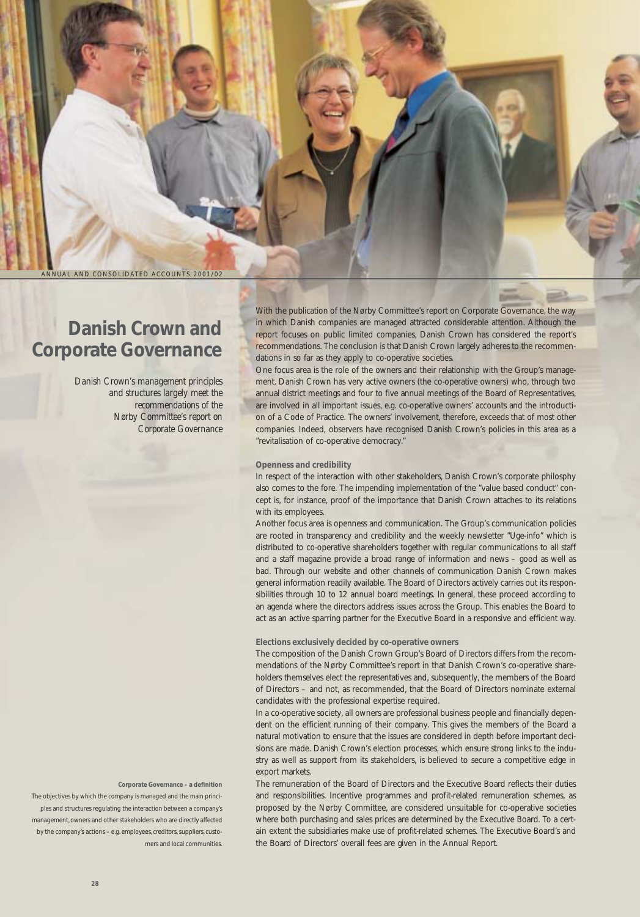# Danish Crown and Corporate Governance

*Danish Crown's management principles and structures largely meet the recommendations of the Nørby Committee's report on Corporate Governance*

With the publication of the Nørby Committee's report on Corporate Governance, the way in which Danish companies are managed attracted considerable attention. Although the report focuses on public limited companies, Danish Crown has considered the report's recommendations. The conclusion is that Danish Crown largely adheres to the recommendations in so far as they apply to co-operative societies.

One focus area is the role of the owners and their relationship with the Group's management. Danish Crown has very active owners (the co-operative owners) who, through two annual district meetings and four to five annual meetings of the Board of Representatives, are involved in all important issues, e.g. co-operative owners' accounts and the introduction of a Code of Practice. The owners' involvement, therefore, exceeds that of most other companies. Indeed, observers have recognised Danish Crown's policies in this area as a "revitalisation of co-operative democracy."

### Openness and credibility

In respect of the interaction with other stakeholders, Danish Crown's corporate philosphy also comes to the fore. The impending implementation of the "value based conduct" concept is, for instance, proof of the importance that Danish Crown attaches to its relations with its employees.

Another focus area is openness and communication. The Group's communication policies are rooted in transparency and credibility and the weekly newsletter "Uge-info" which is distributed to co-operative shareholders together with regular communications to all staff and a staff magazine provide a broad range of information and news – good as well as bad. Through our website and other channels of communication Danish Crown makes general information readily available. The Board of Directors actively carries out its responsibilities through 10 to 12 annual board meetings. In general, these proceed according to an agenda where the directors address issues across the Group. This enables the Board to act as an active sparring partner for the Executive Board in a responsive and efficient way.

### Elections exclusively decided by co-operative owners

The composition of the Danish Crown Group's Board of Directors differs from the recommendations of the Nørby Committee's report in that Danish Crown's co-operative shareholders themselves elect the representatives and, subsequently, the members of the Board of Directors – and not, as recommended, that the Board of Directors nominate external candidates with the professional expertise required.

In a co-operative society, all owners are professional business people and financially dependent on the efficient running of their company. This gives the members of the Board a natural motivation to ensure that the issues are considered in depth before important decisions are made. Danish Crown's election processes, which ensure strong links to the industry as well as support from its stakeholders, is believed to secure a competitive edge in export markets.

The remuneration of the Board of Directors and the Executive Board reflects their duties and responsibilities. Incentive programmes and profit-related remuneration schemes, as proposed by the Nørby Committee, are considered unsuitable for co-operative societies where both purchasing and sales prices are determined by the Executive Board. To a certain extent the subsidiaries make use of profit-related schemes. The Executive Board's and the Board of Directors' overall fees are given in the Annual Report.

**Corporate Governance – a definition**

The objectives by which the company is managed and the main principles and structures regulating the interaction between a company's management, owners and other stakeholders who are directly affected by the company's actions – e.g. employees, creditors, suppliers, customers and local communities.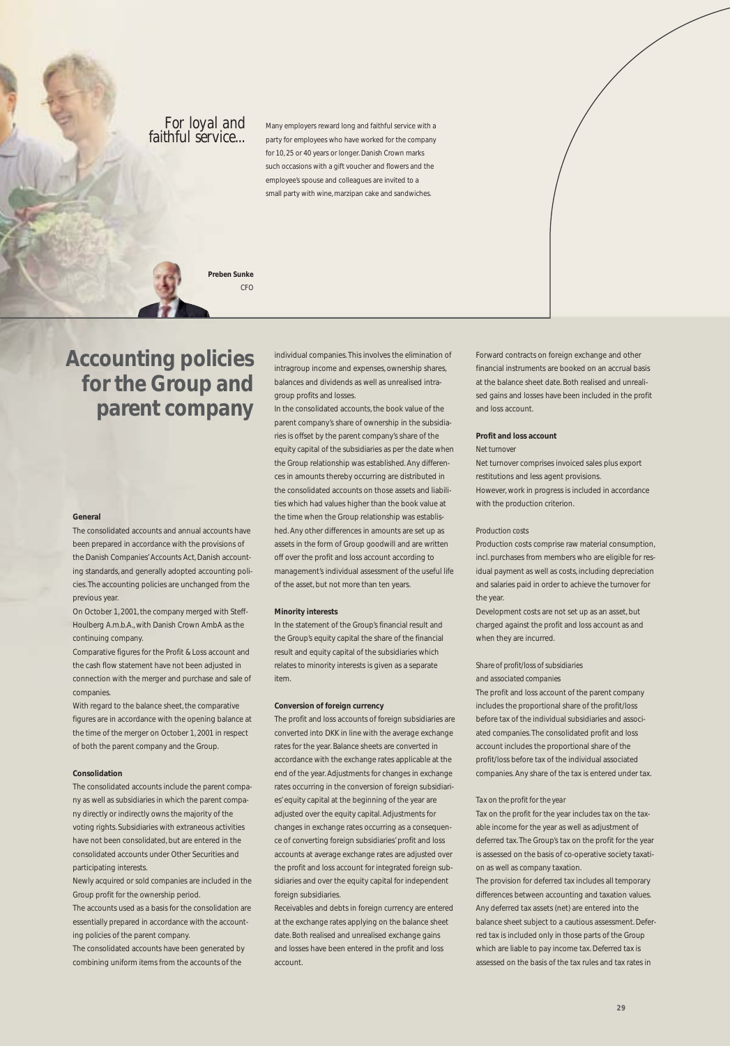## For loyal and faithful service...

Many employers reward long and faithful service with a party for employees who have worked for the company for 10, 25 or 40 years or longer. Danish Crown marks such occasions with a gift voucher and flowers and the employee's spouse and colleagues are invited to a small party with wine, marzipan cake and sandwiches.

**Preben Sunke**
CFO

# Accounting policies for the Group and parent company

**General**

The consolidated accounts and annual accounts have been prepared in accordance with the provisions of the Danish Companies' Accounts Act, Danish accounting standards, and generally adopted accounting policies. The accounting policies are unchanged from the previous year.

On October 1, 2001, the company merged with Steff-Houlberg A.m.b.A., with Danish Crown AmbA as the continuing company.

Comparative figures for the Profit & Loss account and the cash flow statement have not been adjusted in connection with the merger and purchase and sale of companies.

With regard to the balance sheet, the comparative figures are in accordance with the opening balance at the time of the merger on October 1, 2001 in respect of both the parent company and the Group.

**Consolidation**

The consolidated accounts include the parent company as well as subsidiaries in which the parent company directly or indirectly owns the majority of the voting rights. Subsidiaries with extraneous activities have not been consolidated, but are entered in the consolidated accounts under Other Securities and participating interests.

Newly acquired or sold companies are included in the Group profit for the ownership period.

The accounts used as a basis for the consolidation are essentially prepared in accordance with the accounting policies of the parent company.

The consolidated accounts have been generated by combining uniform items from the accounts of the individual companies. This involves the elimination of intragroup income and expenses, ownership shares, balances and dividends as well as unrealised intragroup profits and losses.

In the consolidated accounts, the book value of the parent company's share of ownership in the subsidiaries is offset by the parent company's share of the equity capital of the subsidiaries as per the date when the Group relationship was established. Any differences in amounts thereby occurring are distributed in the consolidated accounts on those assets and liabilities which had values higher than the book value at the time when the Group relationship was established. Any other differences in amounts are set up as assets in the form of Group goodwill and are written off over the profit and loss account according to management's individual assessment of the useful life of the asset, but not more than ten years.

**Minority interests**

In the statement of the Group's financial result and the Group's equity capital the share of the financial result and equity capital of the subsidiaries which relates to minority interests is given as a separate item.

**Conversion of foreign currency**

The profit and loss accounts of foreign subsidiaries are converted into DKK in line with the average exchange rates for the year. Balance sheets are converted in accordance with the exchange rates applicable at the end of the year. Adjustments for changes in exchange rates occurring in the conversion of foreign subsidiaries' equity capital at the beginning of the year are adjusted over the equity capital. Adjustments for changes in exchange rates occurring as a consequence of converting foreign subsidiaries' profit and loss accounts at average exchange rates are adjusted over the profit and loss account for integrated foreign subsidiaries and over the equity capital for independent foreign subsidiaries.

Receivables and debts in foreign currency are entered at the exchange rates applying on the balance sheet date. Both realised and unrealised exchange gains and losses have been entered in the profit and loss account.

Forward contracts on foreign exchange and other financial instruments are booked on an accrual basis at the balance sheet date. Both realised and unrealised gains and losses have been included in the profit and loss account.

**Profit and loss account**

*Net turnover*

Net turnover comprises invoiced sales plus export restitutions and less agent provisions.

However, work in progress is included in accordance with the production criterion.

*Production costs*

Production costs comprise raw material consumption, incl. purchases from members who are eligible for residual payment as well as costs, including depreciation and salaries paid in order to achieve the turnover for the year.

Development costs are not set up as an asset, but charged against the profit and loss account as and when they are incurred.

*Share of profit/loss of subsidiaries and associated companies*

The profit and loss account of the parent company includes the proportional share of the profit/loss before tax of the individual subsidiaries and associated companies. The consolidated profit and loss account includes the proportional share of the profit/loss before tax of the individual associated companies. Any share of the tax is entered under tax.

*Tax on the profit for the year*

Tax on the profit for the year includes tax on the taxable income for the year as well as adjustment of deferred tax. The Group's tax on the profit for the year is assessed on the basis of co-operative society taxation as well as company taxation.

The provision for deferred tax includes all temporary differences between accounting and taxation values. Any deferred tax assets (net) are entered into the balance sheet subject to a cautious assessment. Deferred tax is included only in those parts of the Group which are liable to pay income tax. Deferred tax is assessed on the basis of the tax rules and tax rates in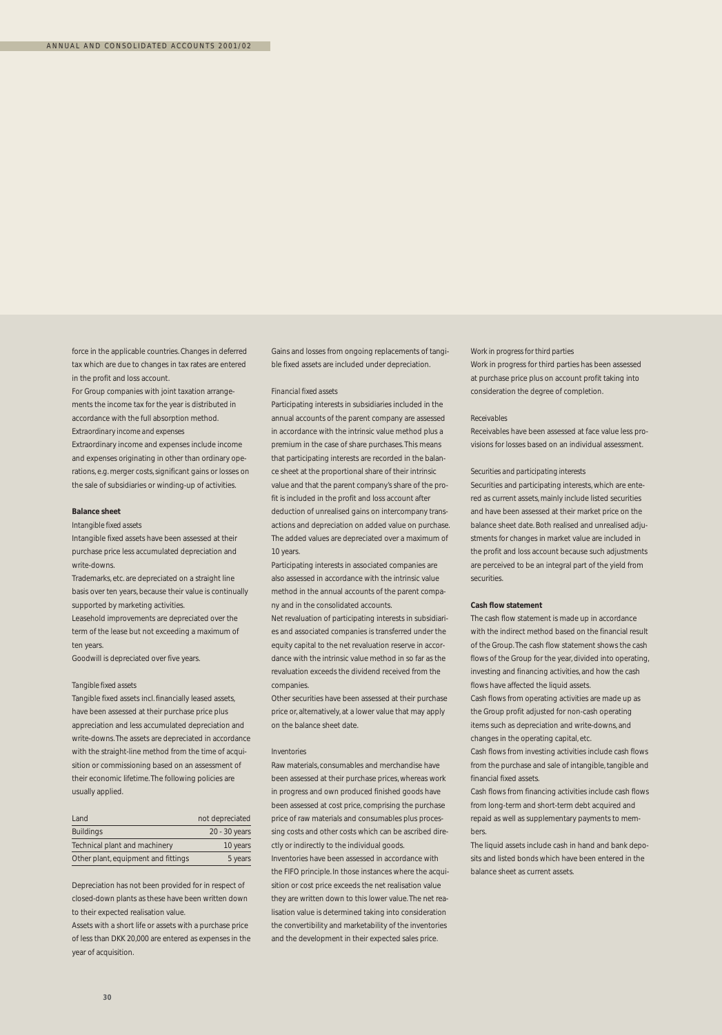force in the applicable countries. Changes in deferred tax which are due to changes in tax rates are entered in the profit and loss account.

For Group companies with joint taxation arrangements the income tax for the year is distributed in accordance with the full absorption method.

*Extraordinary income and expenses*

Extraordinary income and expenses include income and expenses originating in other than ordinary operations, e.g. merger costs, significant gains or losses on the sale of subsidiaries or winding-up of activities.

**Balance sheet**

*Intangible fixed assets*

Intangible fixed assets have been assessed at their purchase price less accumulated depreciation and write-downs.

Trademarks, etc. are depreciated on a straight line basis over ten years, because their value is continually supported by marketing activities.

Leasehold improvements are depreciated over the term of the lease but not exceeding a maximum of ten years.

Goodwill is depreciated over five years.

*Tangible fixed assets*

Tangible fixed assets incl. financially leased assets, have been assessed at their purchase price plus appreciation and less accumulated depreciation and write-downs. The assets are depreciated in accordance with the straight-line method from the time of acquisition or commissioning based on an assessment of their economic lifetime. The following policies are usually applied.

| Land | not depreciated |
|---|---|
| Buildings | 20 - 30 years |
| Technical plant and machinery | 10 years |
| Other plant, equipment and fittings | 5 years |

Depreciation has not been provided for in respect of closed-down plants as these have been written down to their expected realisation value.

Assets with a short life or assets with a purchase price of less than DKK 20,000 are entered as expenses in the year of acquisition.

Gains and losses from ongoing replacements of tangible fixed assets are included under depreciation.

*Financial fixed assets*

Participating interests in subsidiaries included in the annual accounts of the parent company are assessed in accordance with the intrinsic value method plus a premium in the case of share purchases. This means that participating interests are recorded in the balance sheet at the proportional share of their intrinsic value and that the parent company's share of the profit is included in the profit and loss account after deduction of unrealised gains on intercompany transactions and depreciation on added value on purchase. The added values are depreciated over a maximum of 10 years.

Participating interests in associated companies are also assessed in accordance with the intrinsic value method in the annual accounts of the parent company and in the consolidated accounts.

Net revaluation of participating interests in subsidiaries and associated companies is transferred under the equity capital to the net revaluation reserve in accordance with the intrinsic value method in so far as the revaluation exceeds the dividend received from the companies.

Other securities have been assessed at their purchase price or, alternatively, at a lower value that may apply on the balance sheet date.

*Inventories*

Raw materials, consumables and merchandise have been assessed at their purchase prices, whereas work in progress and own produced finished goods have been assessed at cost price, comprising the purchase price of raw materials and consumables plus processing costs and other costs which can be ascribed directly or indirectly to the individual goods.

Inventories have been assessed in accordance with the FIFO principle. In those instances where the acquisition or cost price exceeds the net realisation value they are written down to this lower value. The net realisation value is determined taking into consideration the convertibility and marketability of the inventories and the development in their expected sales price.

*Work in progress for third parties*

Work in progress for third parties has been assessed at purchase price plus on account profit taking into consideration the degree of completion.

*Receivables*

Receivables have been assessed at face value less provisions for losses based on an individual assessment.

*Securities and participating interests*

Securities and participating interests, which are entered as current assets, mainly include listed securities and have been assessed at their market price on the balance sheet date. Both realised and unrealised adjustments for changes in market value are included in the profit and loss account because such adjustments are perceived to be an integral part of the yield from securities.

**Cash flow statement**

The cash flow statement is made up in accordance with the indirect method based on the financial result of the Group. The cash flow statement shows the cash flows of the Group for the year, divided into operating, investing and financing activities, and how the cash flows have affected the liquid assets.

Cash flows from operating activities are made up as the Group profit adjusted for non-cash operating items such as depreciation and write-downs, and changes in the operating capital, etc.

Cash flows from investing activities include cash flows from the purchase and sale of intangible, tangible and financial fixed assets.

Cash flows from financing activities include cash flows from long-term and short-term debt acquired and repaid as well as supplementary payments to members.

The liquid assets include cash in hand and bank deposits and listed bonds which have been entered in the balance sheet as current assets.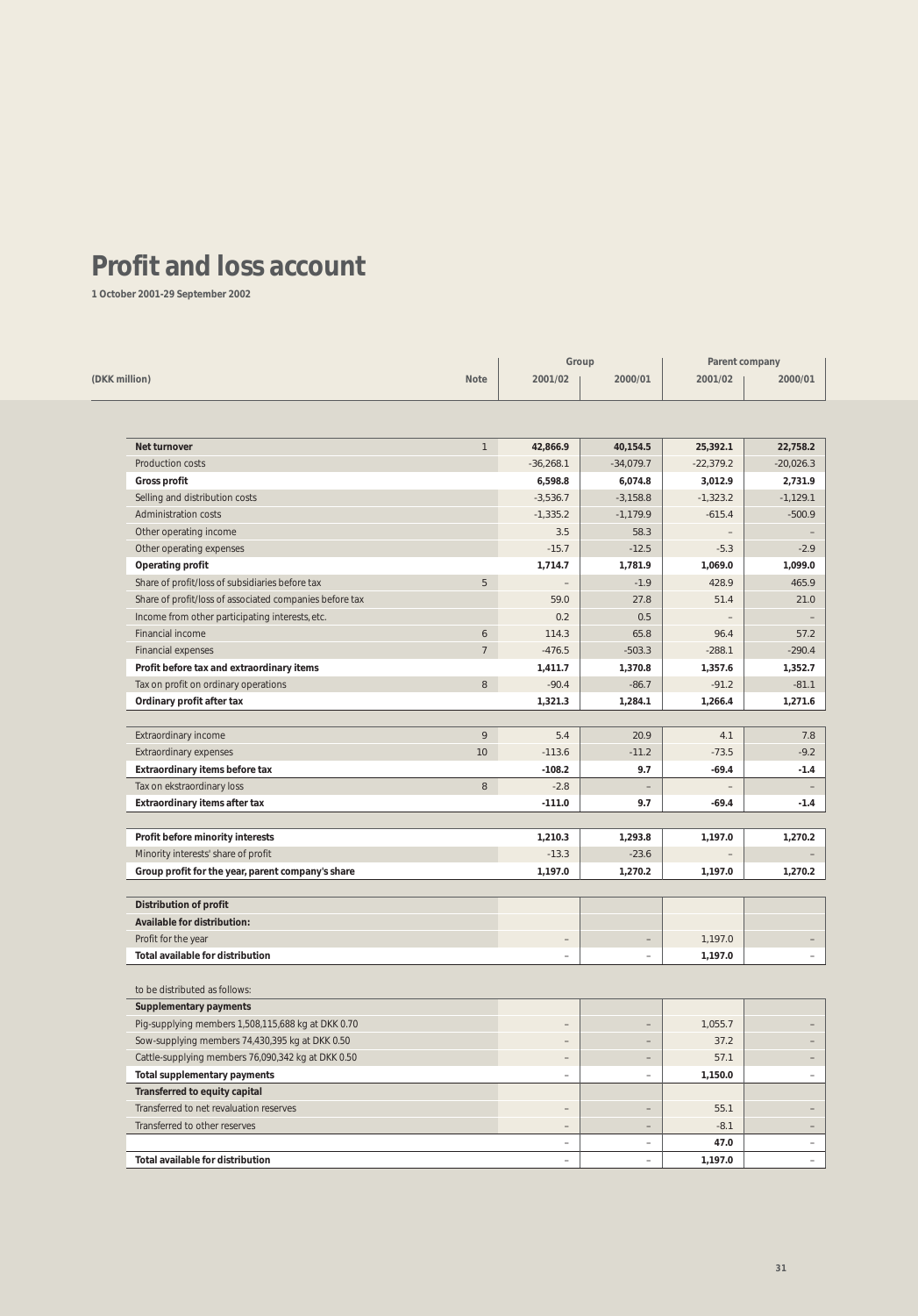# Profit and loss account

**1 October 2001-29 September 2002**

| (DKK million) | Note | Group 2001/02 | Group 2000/01 | Parent company 2001/02 | Parent company 2000/01 |
|---|---|---|---|---|---|
| **Net turnover** | 1 | **42,866.9** | **40,154.5** | **25,392.1** | **22,758.2** |
| Production costs | | -36,268.1 | -34,079.7 | -22,379.2 | -20,026.3 |
| **Gross profit** | | **6,598.8** | **6,074.8** | **3,012.9** | **2,731.9** |
| Selling and distribution costs | | -3,536.7 | -3,158.8 | -1,323.2 | -1,129.1 |
| Administration costs | | -1,335.2 | -1,179.9 | -615.4 | -500.9 |
| Other operating income | | 3.5 | 58.3 | – | – |
| Other operating expenses | | -15.7 | -12.5 | -5.3 | -2.9 |
| **Operating profit** | | **1,714.7** | **1,781.9** | **1,069.0** | **1,099.0** |
| Share of profit/loss of subsidiaries before tax | 5 | – | -1.9 | 428.9 | 465.9 |
| Share of profit/loss of associated companies before tax | | 59.0 | 27.8 | 51.4 | 21.0 |
| Income from other participating interests, etc. | | 0.2 | 0.5 | – | – |
| Financial income | 6 | 114.3 | 65.8 | 96.4 | 57.2 |
| Financial expenses | 7 | -476.5 | -503.3 | -288.1 | -290.4 |
| **Profit before tax and extraordinary items** | | **1,411.7** | **1,370.8** | **1,357.6** | **1,352.7** |
| Tax on profit on ordinary operations | 8 | -90.4 | -86.7 | -91.2 | -81.1 |
| **Ordinary profit after tax** | | **1,321.3** | **1,284.1** | **1,266.4** | **1,271.6** |
| | | | | | |
| Extraordinary income | 9 | 5.4 | 20.9 | 4.1 | 7.8 |
| Extraordinary expenses | 10 | -113.6 | -11.2 | -73.5 | -9.2 |
| **Extraordinary items before tax** | | **-108.2** | **9.7** | **-69.4** | **-1.4** |
| Tax on ekstraordinary loss | 8 | -2.8 | – | – | – |
| **Extraordinary items after tax** | | **-111.0** | **9.7** | **-69.4** | **-1.4** |
| | | | | | |
| **Profit before minority interests** | | **1,210.3** | **1,293.8** | **1,197.0** | **1,270.2** |
| Minority interests' share of profit | | -13.3 | -23.6 | – | – |
| **Group profit for the year, parent company's share** | | **1,197.0** | **1,270.2** | **1,197.0** | **1,270.2** |
| | | | | | |
| **Distribution of profit** | | | | | |
| **Available for distribution:** | | | | | |
| Profit for the year | | – | – | 1,197.0 | – |
| **Total available for distribution** | | – | – | **1,197.0** | – |
| | | | | | |
| to be distributed as follows: | | | | | |
| **Supplementary payments** | | | | | |
| Pig-supplying members 1,508,115,688 kg at DKK 0.70 | | – | – | 1,055.7 | – |
| Sow-supplying members 74,430,395 kg at DKK 0.50 | | – | – | 37.2 | – |
| Cattle-supplying members 76,090,342 kg at DKK 0.50 | | – | – | 57.1 | – |
| **Total supplementary payments** | | – | – | **1,150.0** | – |
| **Transferred to equity capital** | | | | | |
| Transferred to net revaluation reserves | | – | – | 55.1 | – |
| Transferred to other reserves | | – | – | -8.1 | – |
| | | – | – | **47.0** | – |
| **Total available for distribution** | | – | – | **1,197.0** | – |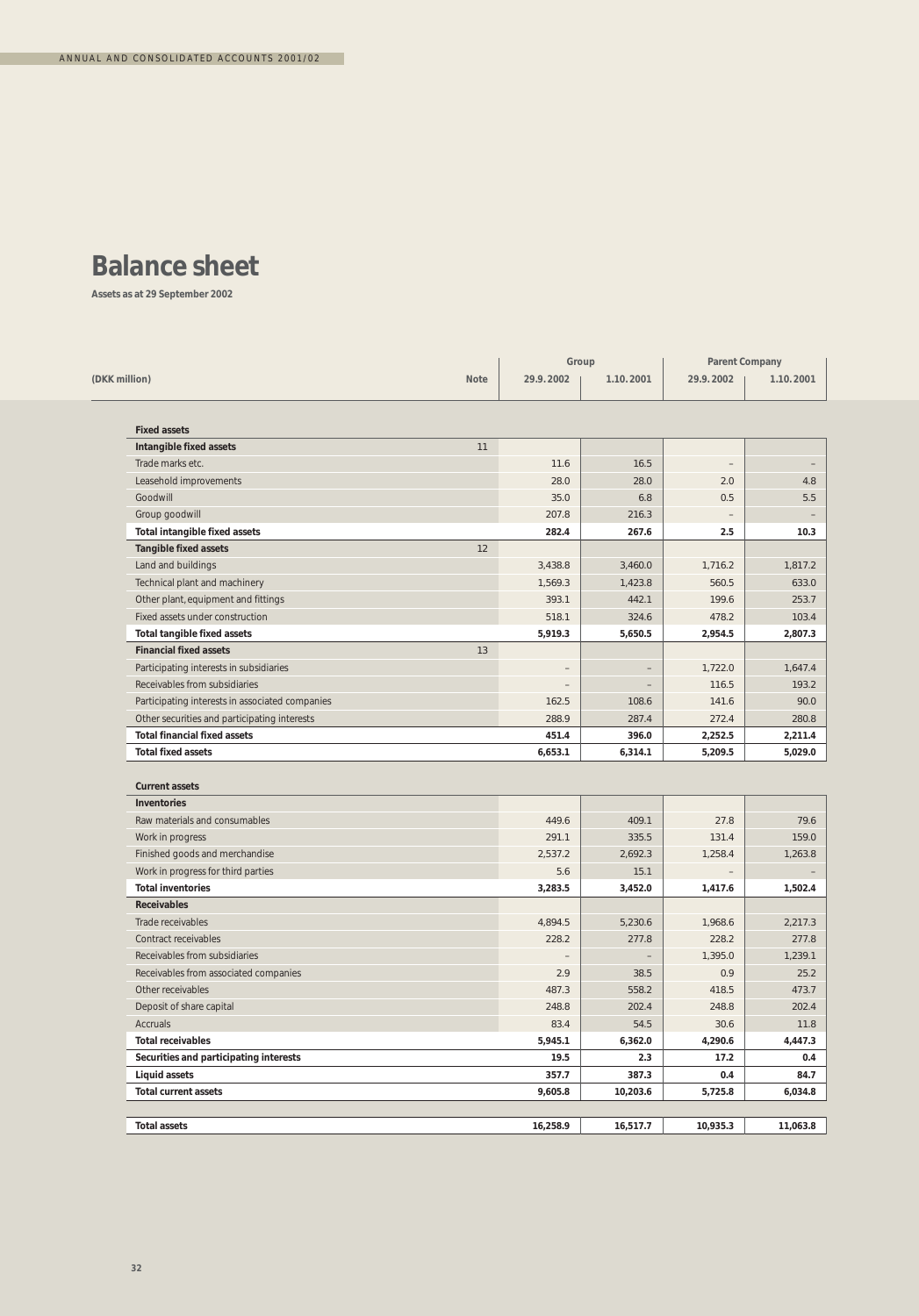# Balance sheet

**Assets as at 29 September 2002**

| (DKK million) | Note | Group | | Parent Company | |
|---|---|---|---|---|---|
| | | 29.9.2002 | 1.10.2001 | 29.9.2002 | 1.10.2001 |
| **Fixed assets** | | | | | |
| **Intangible fixed assets** | 11 | | | | |
| Trade marks etc. | | 11.6 | 16.5 | – | – |
| Leasehold improvements | | 28.0 | 28.0 | 2.0 | 4.8 |
| Goodwill | | 35.0 | 6.8 | 0.5 | 5.5 |
| Group goodwill | | 207.8 | 216.3 | – | – |
| **Total intangible fixed assets** | | **282.4** | **267.6** | **2.5** | **10.3** |
| **Tangible fixed assets** | 12 | | | | |
| Land and buildings | | 3,438.8 | 3,460.0 | 1,716.2 | 1,817.2 |
| Technical plant and machinery | | 1,569.3 | 1,423.8 | 560.5 | 633.0 |
| Other plant, equipment and fittings | | 393.1 | 442.1 | 199.6 | 253.7 |
| Fixed assets under construction | | 518.1 | 324.6 | 478.2 | 103.4 |
| **Total tangible fixed assets** | | **5,919.3** | **5,650.5** | **2,954.5** | **2,807.3** |
| **Financial fixed assets** | 13 | | | | |
| Participating interests in subsidiaries | | – | – | 1,722.0 | 1,647.4 |
| Receivables from subsidiaries | | – | – | 116.5 | 193.2 |
| Participating interests in associated companies | | 162.5 | 108.6 | 141.6 | 90.0 |
| Other securities and participating interests | | 288.9 | 287.4 | 272.4 | 280.8 |
| **Total financial fixed assets** | | **451.4** | **396.0** | **2,252.5** | **2,211.4** |
| **Total fixed assets** | | **6,653.1** | **6,314.1** | **5,209.5** | **5,029.0** |
| **Current assets** | | | | | |
| **Inventories** | | | | | |
| Raw materials and consumables | | 449.6 | 409.1 | 27.8 | 79.6 |
| Work in progress | | 291.1 | 335.5 | 131.4 | 159.0 |
| Finished goods and merchandise | | 2,537.2 | 2,692.3 | 1,258.4 | 1,263.8 |
| Work in progress for third parties | | 5.6 | 15.1 | – | – |
| **Total inventories** | | **3,283.5** | **3,452.0** | **1,417.6** | **1,502.4** |
| **Receivables** | | | | | |
| Trade receivables | | 4,894.5 | 5,230.6 | 1,968.6 | 2,217.3 |
| Contract receivables | | 228.2 | 277.8 | 228.2 | 277.8 |
| Receivables from subsidiaries | | – | – | 1,395.0 | 1,239.1 |
| Receivables from associated companies | | 2.9 | 38.5 | 0.9 | 25.2 |
| Other receivables | | 487.3 | 558.2 | 418.5 | 473.7 |
| Deposit of share capital | | 248.8 | 202.4 | 248.8 | 202.4 |
| Accruals | | 83.4 | 54.5 | 30.6 | 11.8 |
| **Total receivables** | | **5,945.1** | **6,362.0** | **4,290.6** | **4,447.3** |
| **Securities and participating interests** | | **19.5** | **2.3** | **17.2** | **0.4** |
| **Liquid assets** | | **357.7** | **387.3** | **0.4** | **84.7** |
| **Total current assets** | | **9,605.8** | **10,203.6** | **5,725.8** | **6,034.8** |
| **Total assets** | | **16,258.9** | **16,517.7** | **10,935.3** | **11,063.8** |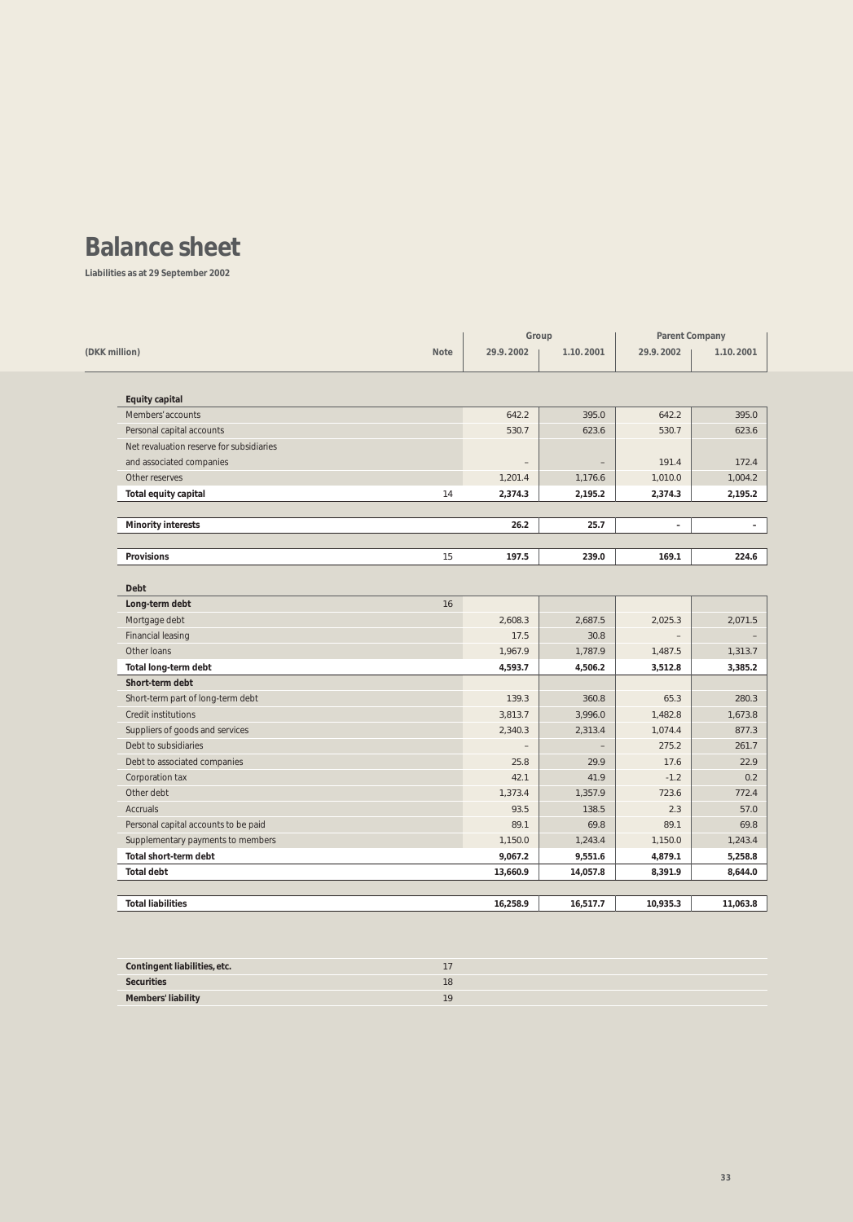# Balance sheet

**Liabilities as at 29 September 2002**

| (DKK million) | Note | Group | | Parent Company | |
|---|---|---|---|---|---|
| | | 29.9.2002 | 1.10.2001 | 29.9.2002 | 1.10.2001 |
| **Equity capital** | | | | | |
| Members' accounts | | 642.2 | 395.0 | 642.2 | 395.0 |
| Personal capital accounts | | 530.7 | 623.6 | 530.7 | 623.6 |
| Net revaluation reserve for subsidiaries and associated companies | | – | – | 191.4 | 172.4 |
| Other reserves | | 1,201.4 | 1,176.6 | 1,010.0 | 1,004.2 |
| **Total equity capital** | 14 | **2,374.3** | **2,195.2** | **2,374.3** | **2,195.2** |
| **Minority interests** | | **26.2** | **25.7** | **–** | **–** |
| **Provisions** | 15 | **197.5** | **239.0** | **169.1** | **224.6** |
| **Debt** | | | | | |
| **Long-term debt** | 16 | | | | |
| Mortgage debt | | 2,608.3 | 2,687.5 | 2,025.3 | 2,071.5 |
| Financial leasing | | 17.5 | 30.8 | – | – |
| Other loans | | 1,967.9 | 1,787.9 | 1,487.5 | 1,313.7 |
| **Total long-term debt** | | **4,593.7** | **4,506.2** | **3,512.8** | **3,385.2** |
| **Short-term debt** | | | | | |
| Short-term part of long-term debt | | 139.3 | 360.8 | 65.3 | 280.3 |
| Credit institutions | | 3,813.7 | 3,996.0 | 1,482.8 | 1,673.8 |
| Suppliers of goods and services | | 2,340.3 | 2,313.4 | 1,074.4 | 877.3 |
| Debt to subsidiaries | | – | – | 275.2 | 261.7 |
| Debt to associated companies | | 25.8 | 29.9 | 17.6 | 22.9 |
| Corporation tax | | 42.1 | 41.9 | -1.2 | 0.2 |
| Other debt | | 1,373.4 | 1,357.9 | 723.6 | 772.4 |
| Accruals | | 93.5 | 138.5 | 2.3 | 57.0 |
| Personal capital accounts to be paid | | 89.1 | 69.8 | 89.1 | 69.8 |
| Supplementary payments to members | | 1,150.0 | 1,243.4 | 1,150.0 | 1,243.4 |
| **Total short-term debt** | | **9,067.2** | **9,551.6** | **4,879.1** | **5,258.8** |
| **Total debt** | | **13,660.9** | **14,057.8** | **8,391.9** | **8,644.0** |
| **Total liabilities** | | **16,258.9** | **16,517.7** | **10,935.3** | **11,063.8** |

| | Note |
|---|---|
| **Contingent liabilities, etc.** | 17 |
| **Securities** | 18 |
| **Members' liability** | 19 |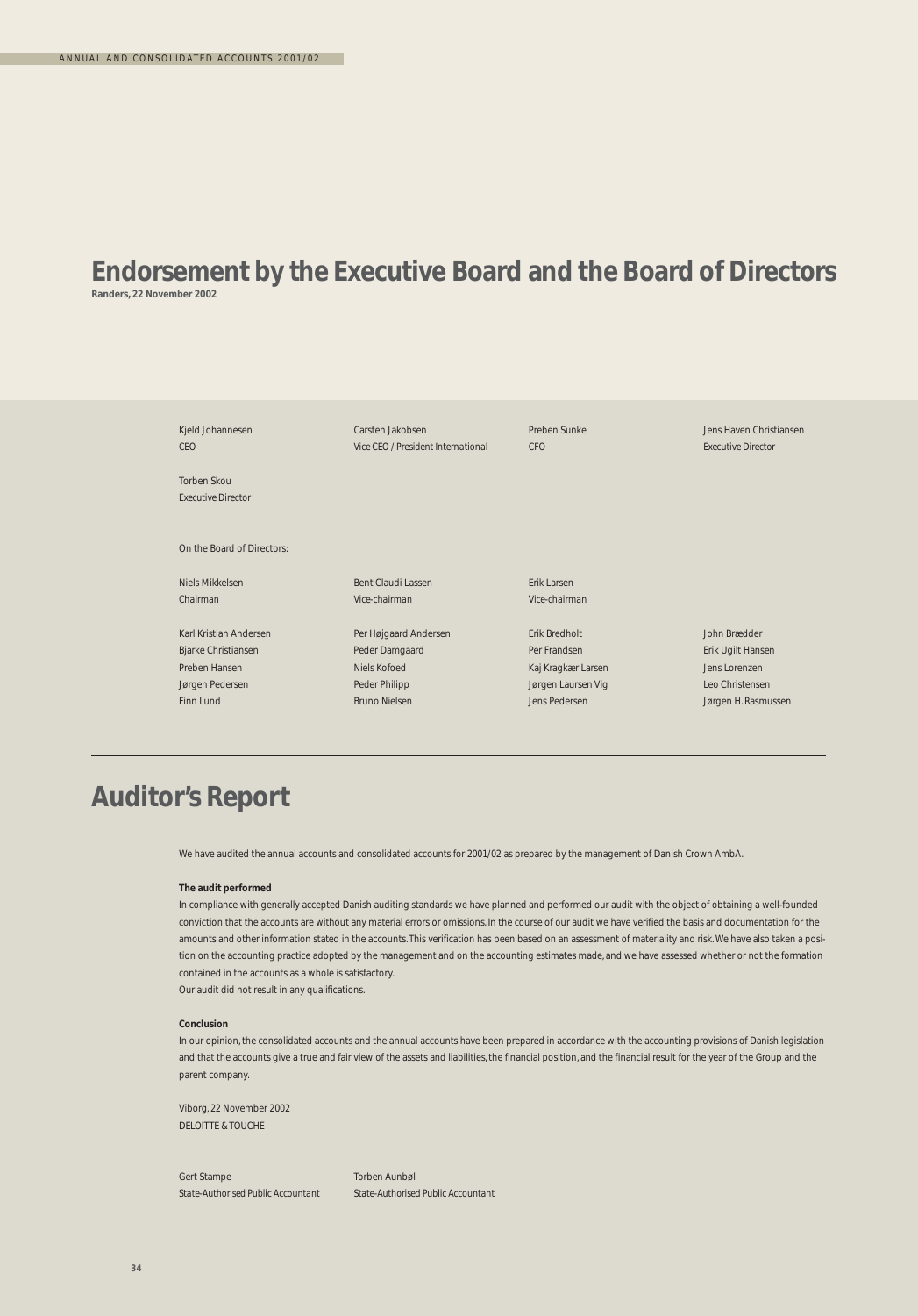# Endorsement by the Executive Board and the Board of Directors

**Randers, 22 November 2002**

| | | | |
|---|---|---|---|
| Kjeld Johannesen<br>CEO | Carsten Jakobsen<br>Vice CEO / President International | Preben Sunke<br>CFO | Jens Haven Christiansen<br>Executive Director |
| Torben Skou<br>Executive Director | | | |

On the Board of Directors:

| | | | |
|---|---|---|---|
| Niels Mikkelsen<br>Chairman | Bent Claudi Lassen<br>Vice-chairman | Erik Larsen<br>Vice-chairman | |
| Karl Kristian Andersen | Per Højgaard Andersen | Erik Bredholt | John Brædder |
| Bjarke Christiansen | Peder Damgaard | Per Frandsen | Erik Ugilt Hansen |
| Preben Hansen | Niels Kofoed | Kaj Kragkær Larsen | Jens Lorenzen |
| Jørgen Pedersen | Peder Philipp | Jørgen Laursen Vig | Leo Christensen |
| Finn Lund | Bruno Nielsen | Jens Pedersen | Jørgen H. Rasmussen |

# Auditor's Report

We have audited the annual accounts and consolidated accounts for 2001/02 as prepared by the management of Danish Crown AmbA.

**The audit performed**

In compliance with generally accepted Danish auditing standards we have planned and performed our audit with the object of obtaining a well-founded conviction that the accounts are without any material errors or omissions. In the course of our audit we have verified the basis and documentation for the amounts and other information stated in the accounts. This verification has been based on an assessment of materiality and risk. We have also taken a position on the accounting practice adopted by the management and on the accounting estimates made, and we have assessed whether or not the formation contained in the accounts as a whole is satisfactory.

Our audit did not result in any qualifications.

**Conclusion**

In our opinion, the consolidated accounts and the annual accounts have been prepared in accordance with the accounting provisions of Danish legislation and that the accounts give a true and fair view of the assets and liabilities, the financial position, and the financial result for the year of the Group and the parent company.

Viborg, 22 November 2002
DELOITTE & TOUCHE

| | |
|---|---|
| Gert Stampe<br>State-Authorised Public Accountant | Torben Aunbøl<br>State-Authorised Public Accountant |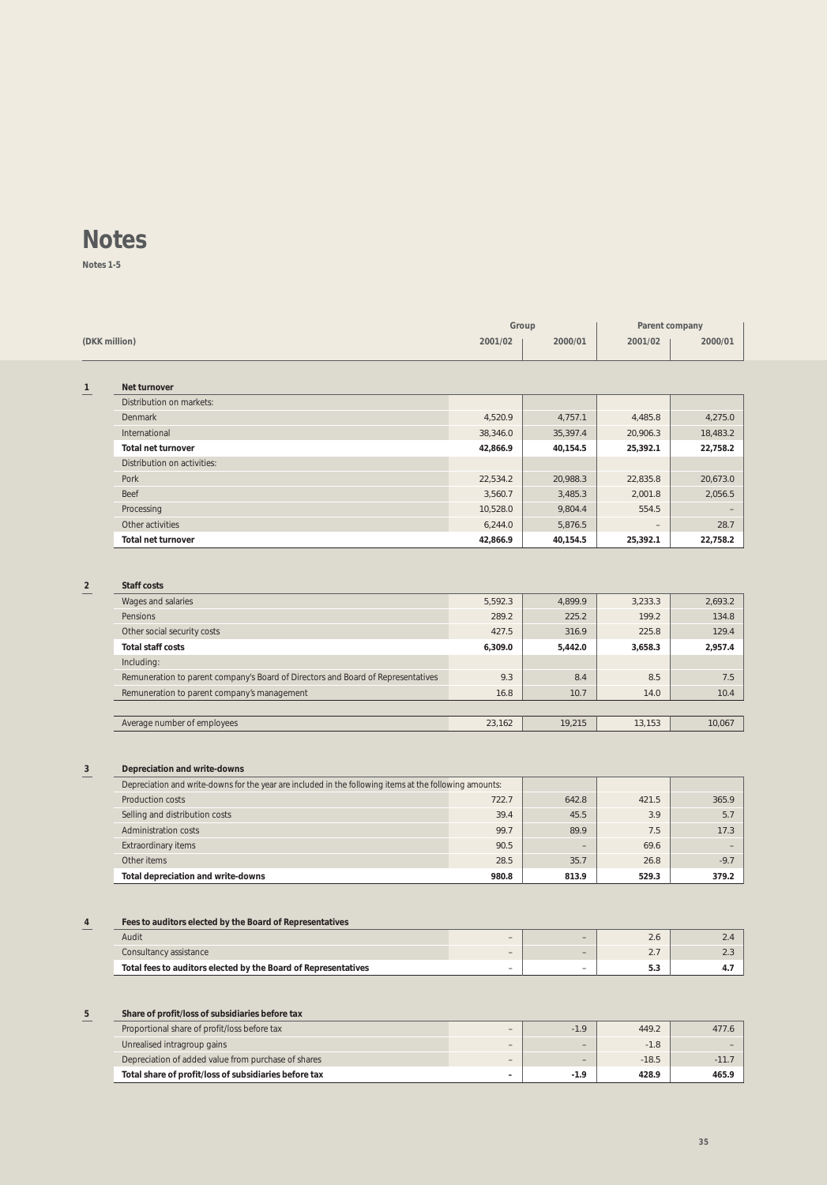# Notes

**Notes 1-5**

| (DKK million) | Group | | Parent company | |
|---|---|---|---|---|
| | 2001/02 | 2000/01 | 2001/02 | 2000/01 |
| **1 Net turnover** | | | | |
| Distribution on markets: | | | | |
| Denmark | 4,520.9 | 4,757.1 | 4,485.8 | 4,275.0 |
| International | 38,346.0 | 35,397.4 | 20,906.3 | 18,483.2 |
| **Total net turnover** | **42,866.9** | **40,154.5** | **25,392.1** | **22,758.2** |
| Distribution on activities: | | | | |
| Pork | 22,534.2 | 20,988.3 | 22,835.8 | 20,673.0 |
| Beef | 3,560.7 | 3,485.3 | 2,001.8 | 2,056.5 |
| Processing | 10,528.0 | 9,804.4 | 554.5 | – |
| Other activities | 6,244.0 | 5,876.5 | – | 28.7 |
| **Total net turnover** | **42,866.9** | **40,154.5** | **25,392.1** | **22,758.2** |
| **2 Staff costs** | | | | |
| Wages and salaries | 5,592.3 | 4,899.9 | 3,233.3 | 2,693.2 |
| Pensions | 289.2 | 225.2 | 199.2 | 134.8 |
| Other social security costs | 427.5 | 316.9 | 225.8 | 129.4 |
| **Total staff costs** | **6,309.0** | **5,442.0** | **3,658.3** | **2,957.4** |
| Including: | | | | |
| Remuneration to parent company's Board of Directors and Board of Representatives | 9.3 | 8.4 | 8.5 | 7.5 |
| Remuneration to parent company's management | 16.8 | 10.7 | 14.0 | 10.4 |
| Average number of employees | 23,162 | 19,215 | 13,153 | 10,067 |
| **3 Depreciation and write-downs** | | | | |
| Depreciation and write-downs for the year are included in the following items at the following amounts: | | | | |
| Production costs | 722.7 | 642.8 | 421.5 | 365.9 |
| Selling and distribution costs | 39.4 | 45.5 | 3.9 | 5.7 |
| Administration costs | 99.7 | 89.9 | 7.5 | 17.3 |
| Extraordinary items | 90.5 | – | 69.6 | – |
| Other items | 28.5 | 35.7 | 26.8 | -9.7 |
| **Total depreciation and write-downs** | **980.8** | **813.9** | **529.3** | **379.2** |
| **4 Fees to auditors elected by the Board of Representatives** | | | | |
| Audit | – | – | 2.6 | 2.4 |
| Consultancy assistance | – | – | 2.7 | 2.3 |
| **Total fees to auditors elected by the Board of Representatives** | – | – | **5.3** | **4.7** |
| **5 Share of profit/loss of subsidiaries before tax** | | | | |
| Proportional share of profit/loss before tax | – | -1.9 | 449.2 | 477.6 |
| Unrealised intragroup gains | – | – | -1.8 | – |
| Depreciation of added value from purchase of shares | – | – | -18.5 | -11.7 |
| **Total share of profit/loss of subsidiaries before tax** | **-** | **-1.9** | **428.9** | **465.9** |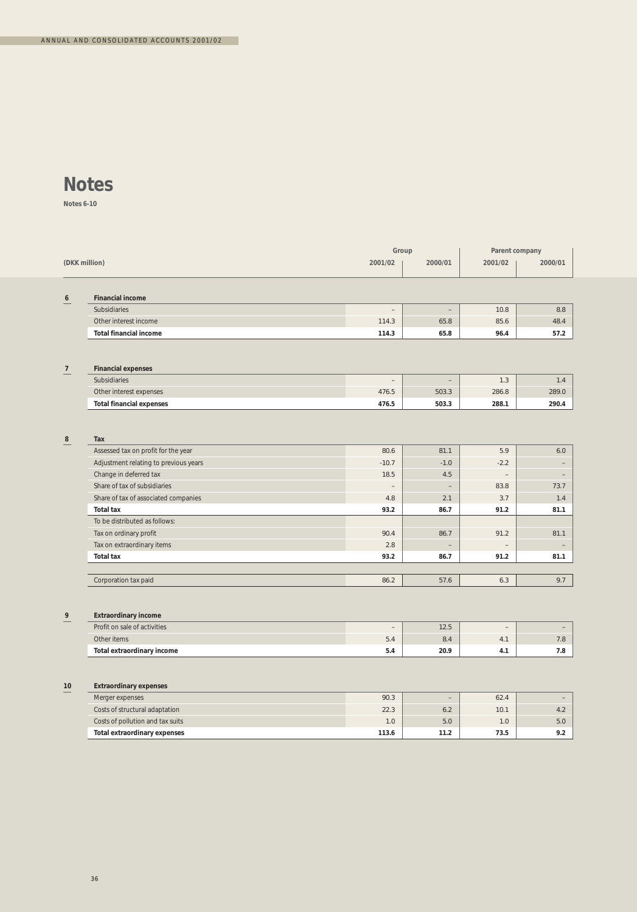# Notes

**Notes 6-10**

| (DKK million) | Group | | Parent company | |
|---|---|---|---|---|
| | 2001/02 | 2000/01 | 2001/02 | 2000/01 |
| **6 Financial income** | | | | |
| Subsidiaries | – | – | 10.8 | 8.8 |
| Other interest income | 114.3 | 65.8 | 85.6 | 48.4 |
| **Total financial income** | **114.3** | **65.8** | **96.4** | **57.2** |
| **7 Financial expenses** | | | | |
| Subsidiaries | – | – | 1.3 | 1.4 |
| Other interest expenses | 476.5 | 503.3 | 286.8 | 289.0 |
| **Total financial expenses** | **476.5** | **503.3** | **288.1** | **290.4** |
| **8 Tax** | | | | |
| Assessed tax on profit for the year | 80.6 | 81.1 | 5.9 | 6.0 |
| Adjustment relating to previous years | -10.7 | -1.0 | -2.2 | – |
| Change in deferred tax | 18.5 | 4.5 | – | – |
| Share of tax of subsidiaries | – | – | 83.8 | 73.7 |
| Share of tax of associated companies | 4.8 | 2.1 | 3.7 | 1.4 |
| **Total tax** | **93.2** | **86.7** | **91.2** | **81.1** |
| To be distributed as follows: | | | | |
| Tax on ordinary profit | 90.4 | 86.7 | 91.2 | 81.1 |
| Tax on extraordinary items | 2.8 | – | – | – |
| **Total tax** | **93.2** | **86.7** | **91.2** | **81.1** |
| Corporation tax paid | 86.2 | 57.6 | 6.3 | 9.7 |
| **9 Extraordinary income** | | | | |
| Profit on sale of activities | – | 12.5 | – | – |
| Other items | 5.4 | 8.4 | 4.1 | 7.8 |
| **Total extraordinary income** | **5.4** | **20.9** | **4.1** | **7.8** |
| **10 Extraordinary expenses** | | | | |
| Merger expenses | 90.3 | – | 62.4 | – |
| Costs of structural adaptation | 22.3 | 6.2 | 10.1 | 4.2 |
| Costs of pollution and tax suits | 1.0 | 5.0 | 1.0 | 5.0 |
| **Total extraordinary expenses** | **113.6** | **11.2** | **73.5** | **9.2** |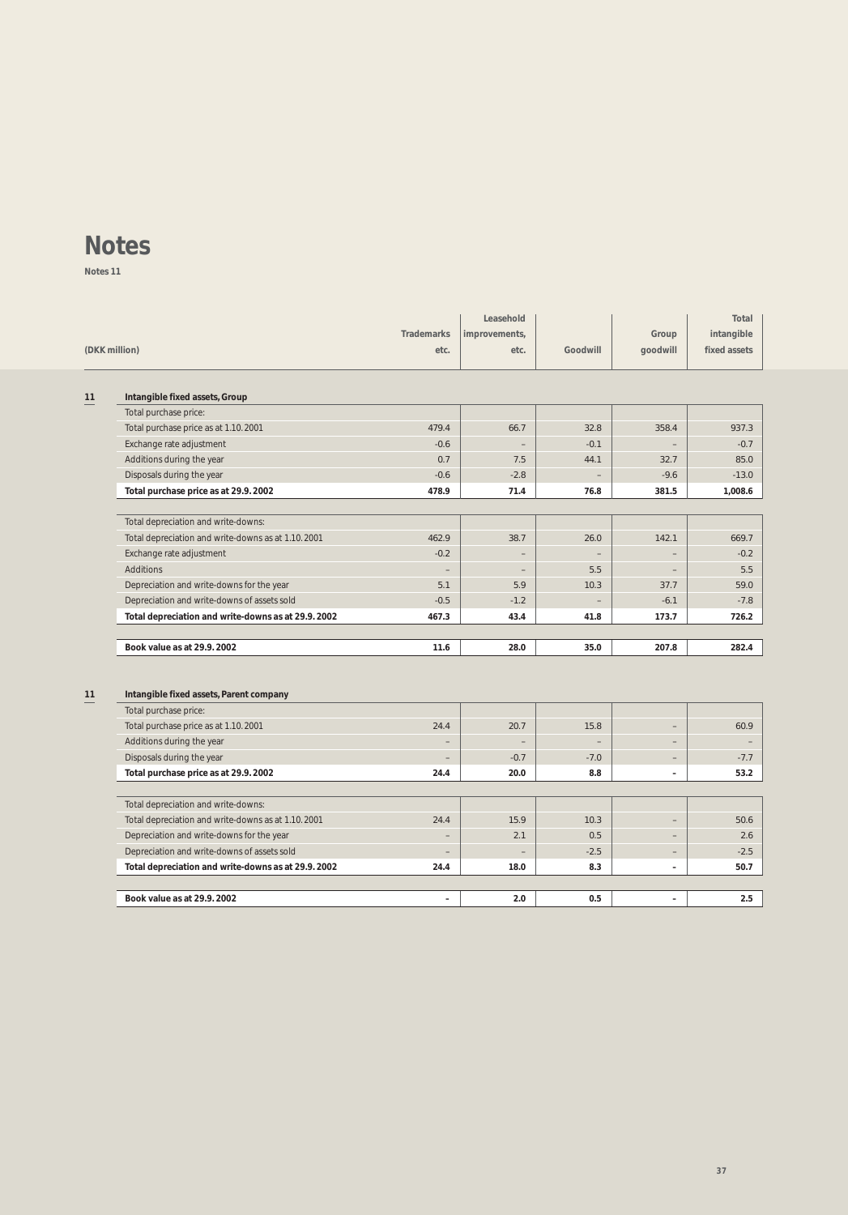# Notes

**Notes 11**

| (DKK million) | Trademarks etc. | Leasehold improvements, etc. | Goodwill | Group goodwill | Total intangible fixed assets |
|---|---|---|---|---|---|
| **11 Intangible fixed assets, Group** | | | | | |
| Total purchase price: | | | | | |
| Total purchase price as at 1.10.2001 | 479.4 | 66.7 | 32.8 | 358.4 | 937.3 |
| Exchange rate adjustment | -0.6 | – | -0.1 | – | -0.7 |
| Additions during the year | 0.7 | 7.5 | 44.1 | 32.7 | 85.0 |
| Disposals during the year | -0.6 | -2.8 | – | -9.6 | -13.0 |
| **Total purchase price as at 29.9.2002** | **478.9** | **71.4** | **76.8** | **381.5** | **1,008.6** |
| Total depreciation and write-downs: | | | | | |
| Total depreciation and write-downs as at 1.10.2001 | 462.9 | 38.7 | 26.0 | 142.1 | 669.7 |
| Exchange rate adjustment | -0.2 | – | – | – | -0.2 |
| Additions | – | – | 5.5 | – | 5.5 |
| Depreciation and write-downs for the year | 5.1 | 5.9 | 10.3 | 37.7 | 59.0 |
| Depreciation and write-downs of assets sold | -0.5 | -1.2 | – | -6.1 | -7.8 |
| **Total depreciation and write-downs as at 29.9.2002** | **467.3** | **43.4** | **41.8** | **173.7** | **726.2** |
| **Book value as at 29.9.2002** | **11.6** | **28.0** | **35.0** | **207.8** | **282.4** |

| (DKK million) | Trademarks etc. | Leasehold improvements, etc. | Goodwill | Group goodwill | Total intangible fixed assets |
|---|---|---|---|---|---|
| **11 Intangible fixed assets, Parent company** | | | | | |
| Total purchase price: | | | | | |
| Total purchase price as at 1.10.2001 | 24.4 | 20.7 | 15.8 | – | 60.9 |
| Additions during the year | – | – | – | – | – |
| Disposals during the year | – | -0.7 | -7.0 | – | -7.7 |
| **Total purchase price as at 29.9.2002** | **24.4** | **20.0** | **8.8** | **–** | **53.2** |
| Total depreciation and write-downs: | | | | | |
| Total depreciation and write-downs as at 1.10.2001 | 24.4 | 15.9 | 10.3 | – | 50.6 |
| Depreciation and write-downs for the year | – | 2.1 | 0.5 | – | 2.6 |
| Depreciation and write-downs of assets sold | – | – | -2.5 | – | -2.5 |
| **Total depreciation and write-downs as at 29.9.2002** | **24.4** | **18.0** | **8.3** | **–** | **50.7** |
| **Book value as at 29.9.2002** | **–** | **2.0** | **0.5** | **–** | **2.5** |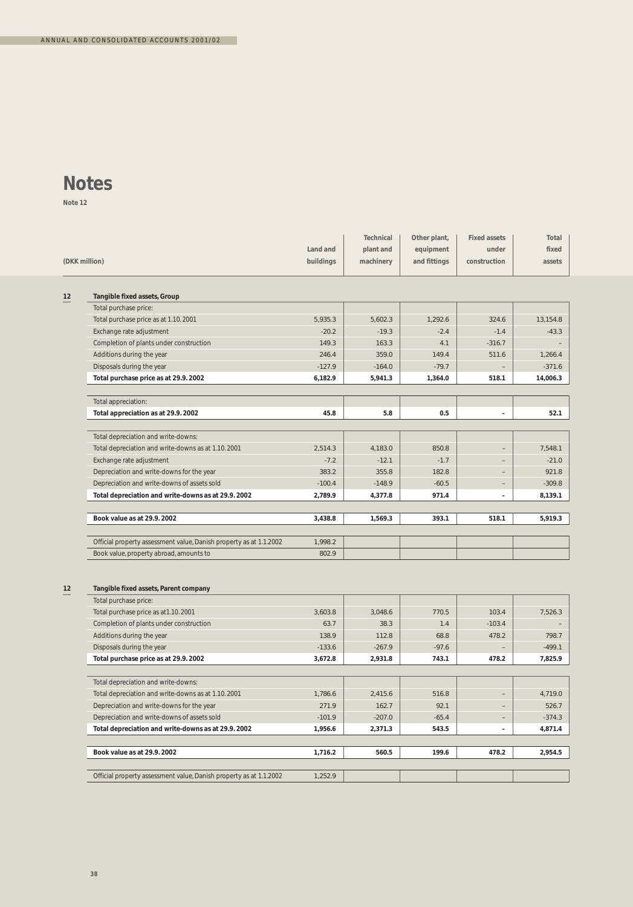# Notes

**Note 12**

| | (DKK million) | Land and buildings | Technical plant and machinery | Other plant, equipment and fittings | Fixed assets under construction | Total fixed assets |
|---|---|---|---|---|---|---|
| 12 | **Tangible fixed assets, Group** | | | | | |
| | Total purchase price: | | | | | |
| | Total purchase price as at 1.10.2001 | 5,935.3 | 5,602.3 | 1,292.6 | 324.6 | 13,154.8 |
| | Exchange rate adjustment | -20.2 | -19.3 | -2.4 | -1.4 | -43.3 |
| | Completion of plants under construction | 149.3 | 163.3 | 4.1 | -316.7 | – |
| | Additions during the year | 246.4 | 359.0 | 149.4 | 511.6 | 1,266.4 |
| | Disposals during the year | -127.9 | -164.0 | -79.7 | – | -371.6 |
| | **Total purchase price as at 29.9.2002** | **6,182.9** | **5,941.3** | **1,364.0** | **518.1** | **14,006.3** |
| | Total appreciation: | | | | | |
| | **Total appreciation as at 29.9.2002** | **45.8** | **5.8** | **0.5** | **–** | **52.1** |
| | Total depreciation and write-downs: | | | | | |
| | Total depreciation and write-downs as at 1.10.2001 | 2,514.3 | 4,183.0 | 850.8 | – | 7,548.1 |
| | Exchange rate adjustment | -7.2 | -12.1 | -1.7 | – | -21.0 |
| | Depreciation and write-downs for the year | 383.2 | 355.8 | 182.8 | – | 921.8 |
| | Depreciation and write-downs of assets sold | -100.4 | -148.9 | -60.5 | – | -309.8 |
| | **Total depreciation and write-downs as at 29.9.2002** | **2,789.9** | **4,377.8** | **971.4** | **–** | **8,139.1** |
| | **Book value as at 29.9.2002** | **3,438.8** | **1,569.3** | **393.1** | **518.1** | **5,919.3** |
| | Official property assessment value, Danish property as at 1.1.2002 | 1,998.2 | | | | |
| | Book value, property abroad, amounts to | 802.9 | | | | |
| 12 | **Tangible fixed assets, Parent company** | | | | | |
| | Total purchase price: | | | | | |
| | Total purchase price as at1.10.2001 | 3,603.8 | 3,048.6 | 770.5 | 103.4 | 7,526.3 |
| | Completion of plants under construction | 63.7 | 38.3 | 1.4 | -103.4 | – |
| | Additions during the year | 138.9 | 112.8 | 68.8 | 478.2 | 798.7 |
| | Disposals during the year | -133.6 | -267.9 | -97.6 | – | -499.1 |
| | **Total purchase price as at 29.9.2002** | **3,672.8** | **2,931.8** | **743.1** | **478.2** | **7,825.9** |
| | Total depreciation and write-downs: | | | | | |
| | Total depreciation and write-downs as at 1.10.2001 | 1,786.6 | 2,415.6 | 516.8 | – | 4,719.0 |
| | Depreciation and write-downs for the year | 271.9 | 162.7 | 92.1 | – | 526.7 |
| | Depreciation and write-downs of assets sold | -101.9 | -207.0 | -65.4 | – | -374.3 |
| | **Total depreciation and write-downs as at 29.9.2002** | **1,956.6** | **2,371.3** | **543.5** | **–** | **4,871.4** |
| | **Book value as at 29.9.2002** | **1,716.2** | **560.5** | **199.6** | **478.2** | **2,954.5** |
| | Official property assessment value, Danish property as at 1.1.2002 | 1,252.9 | | | | |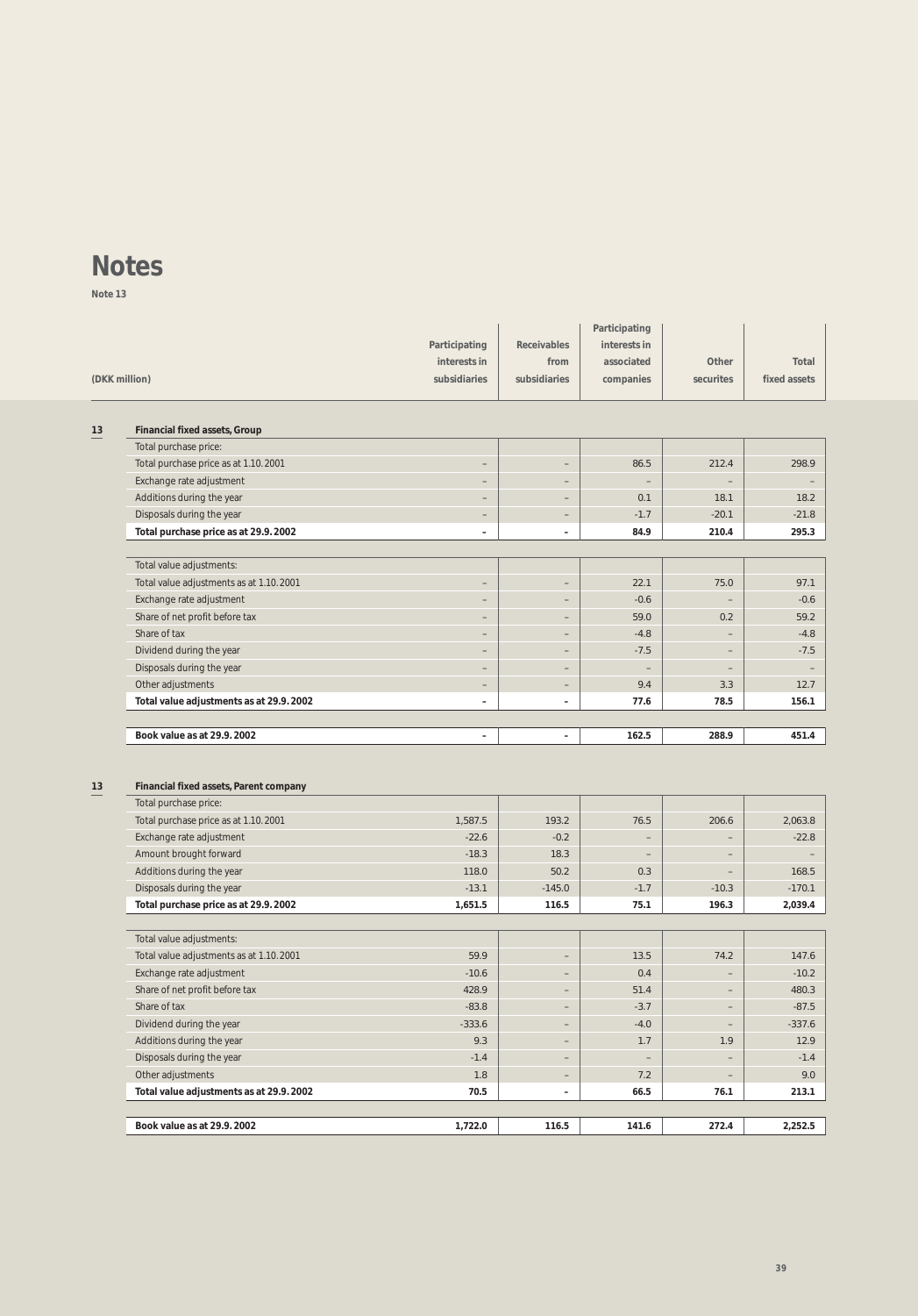# Notes

**Note 13**

| (DKK million) | Participating interests in subsidiaries | Receivables from subsidiaries | Participating interests in associated companies | Other securites | Total fixed assets |
|---|---|---|---|---|---|
| **13 Financial fixed assets, Group** | | | | | |
| Total purchase price: | | | | | |
| Total purchase price as at 1.10.2001 | – | – | 86.5 | 212.4 | 298.9 |
| Exchange rate adjustment | – | – | – | – | – |
| Additions during the year | – | – | 0.1 | 18.1 | 18.2 |
| Disposals during the year | – | – | -1.7 | -20.1 | -21.8 |
| **Total purchase price as at 29.9.2002** | **–** | **–** | **84.9** | **210.4** | **295.3** |
| Total value adjustments: | | | | | |
| Total value adjustments as at 1.10.2001 | – | – | 22.1 | 75.0 | 97.1 |
| Exchange rate adjustment | – | – | -0.6 | – | -0.6 |
| Share of net profit before tax | – | – | 59.0 | 0.2 | 59.2 |
| Share of tax | – | – | -4.8 | – | -4.8 |
| Dividend during the year | – | – | -7.5 | – | -7.5 |
| Disposals during the year | – | – | – | – | – |
| Other adjustments | – | – | 9.4 | 3.3 | 12.7 |
| **Total value adjustments as at 29.9.2002** | **–** | **–** | **77.6** | **78.5** | **156.1** |
| **Book value as at 29.9.2002** | **–** | **–** | **162.5** | **288.9** | **451.4** |

| (DKK million) | Participating interests in subsidiaries | Receivables from subsidiaries | Participating interests in associated companies | Other securites | Total fixed assets |
|---|---|---|---|---|---|
| **13 Financial fixed assets, Parent company** | | | | | |
| Total purchase price: | | | | | |
| Total purchase price as at 1.10.2001 | 1,587.5 | 193.2 | 76.5 | 206.6 | 2,063.8 |
| Exchange rate adjustment | -22.6 | -0.2 | – | – | -22.8 |
| Amount brought forward | -18.3 | 18.3 | – | – | – |
| Additions during the year | 118.0 | 50.2 | 0.3 | – | 168.5 |
| Disposals during the year | -13.1 | -145.0 | -1.7 | -10.3 | -170.1 |
| **Total purchase price as at 29.9.2002** | **1,651.5** | **116.5** | **75.1** | **196.3** | **2,039.4** |
| Total value adjustments: | | | | | |
| Total value adjustments as at 1.10.2001 | 59.9 | – | 13.5 | 74.2 | 147.6 |
| Exchange rate adjustment | -10.6 | – | 0.4 | – | -10.2 |
| Share of net profit before tax | 428.9 | – | 51.4 | – | 480.3 |
| Share of tax | -83.8 | – | -3.7 | – | -87.5 |
| Dividend during the year | -333.6 | – | -4.0 | – | -337.6 |
| Additions during the year | 9.3 | – | 1.7 | 1.9 | 12.9 |
| Disposals during the year | -1.4 | – | – | – | -1.4 |
| Other adjustments | 1.8 | – | 7.2 | – | 9.0 |
| **Total value adjustments as at 29.9.2002** | **70.5** | **–** | **66.5** | **76.1** | **213.1** |
| **Book value as at 29.9.2002** | **1,722.0** | **116.5** | **141.6** | **272.4** | **2,252.5** |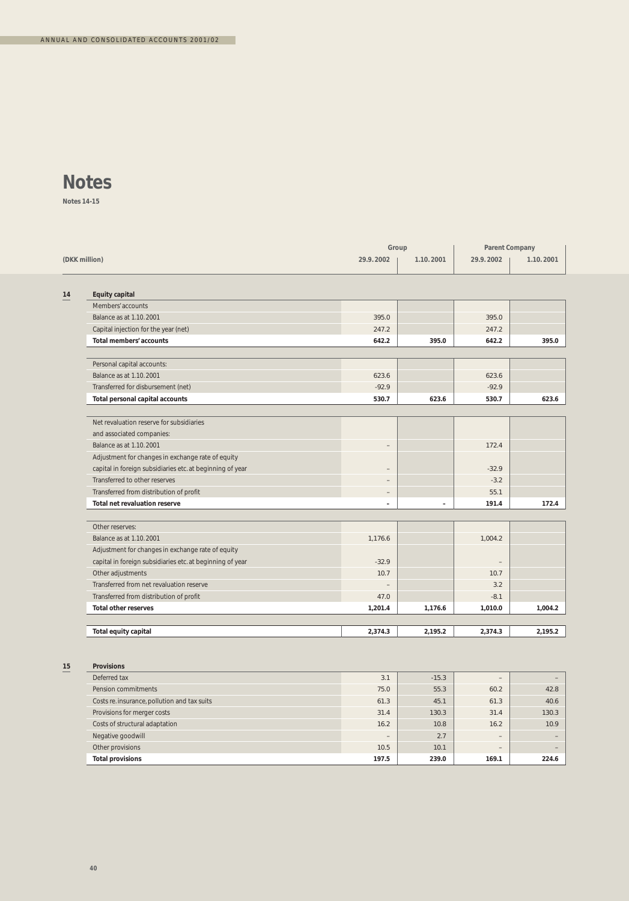# Notes

**Notes 14-15**

| (DKK million) | | Group | | Parent Company | |
|---|---|---|---|---|---|
| | | 29.9.2002 | 1.10.2001 | 29.9.2002 | 1.10.2001 |
| **14** | **Equity capital** | | | | |
| | Members' accounts | | | | |
| | Balance as at 1.10.2001 | 395.0 | | 395.0 | |
| | Capital injection for the year (net) | 247.2 | | 247.2 | |
| | **Total members' accounts** | **642.2** | **395.0** | **642.2** | **395.0** |
| | | | | | |
| | Personal capital accounts: | | | | |
| | Balance as at 1.10.2001 | 623.6 | | 623.6 | |
| | Transferred for disbursement (net) | -92.9 | | -92.9 | |
| | **Total personal capital accounts** | **530.7** | **623.6** | **530.7** | **623.6** |
| | | | | | |
| | Net revaluation reserve for subsidiaries and associated companies: | | | | |
| | Balance as at 1.10.2001 | – | | 172.4 | |
| | Adjustment for changes in exchange rate of equity capital in foreign subsidiaries etc. at beginning of year | – | | -32.9 | |
| | Transferred to other reserves | – | | -3.2 | |
| | Transferred from distribution of profit | – | | 55.1 | |
| | **Total net revaluation reserve** | **–** | **–** | **191.4** | **172.4** |
| | | | | | |
| | Other reserves: | | | | |
| | Balance as at 1.10.2001 | 1,176.6 | | 1,004.2 | |
| | Adjustment for changes in exchange rate of equity capital in foreign subsidiaries etc. at beginning of year | -32.9 | | – | |
| | Other adjustments | 10.7 | | 10.7 | |
| | Transferred from net revaluation reserve | – | | 3.2 | |
| | Transferred from distribution of profit | 47.0 | | -8.1 | |
| | **Total other reserves** | **1,201.4** | **1,176.6** | **1,010.0** | **1,004.2** |
| | | | | | |
| | **Total equity capital** | **2,374.3** | **2,195.2** | **2,374.3** | **2,195.2** |
| | | | | | |
| **15** | **Provisions** | | | | |
| | Deferred tax | 3.1 | -15.3 | – | – |
| | Pension commitments | 75.0 | 55.3 | 60.2 | 42.8 |
| | Costs re. insurance, pollution and tax suits | 61.3 | 45.1 | 61.3 | 40.6 |
| | Provisions for merger costs | 31.4 | 130.3 | 31.4 | 130.3 |
| | Costs of structural adaptation | 16.2 | 10.8 | 16.2 | 10.9 |
| | Negative goodwill | – | 2.7 | – | – |
| | Other provisions | 10.5 | 10.1 | – | – |
| | **Total provisions** | **197.5** | **239.0** | **169.1** | **224.6** |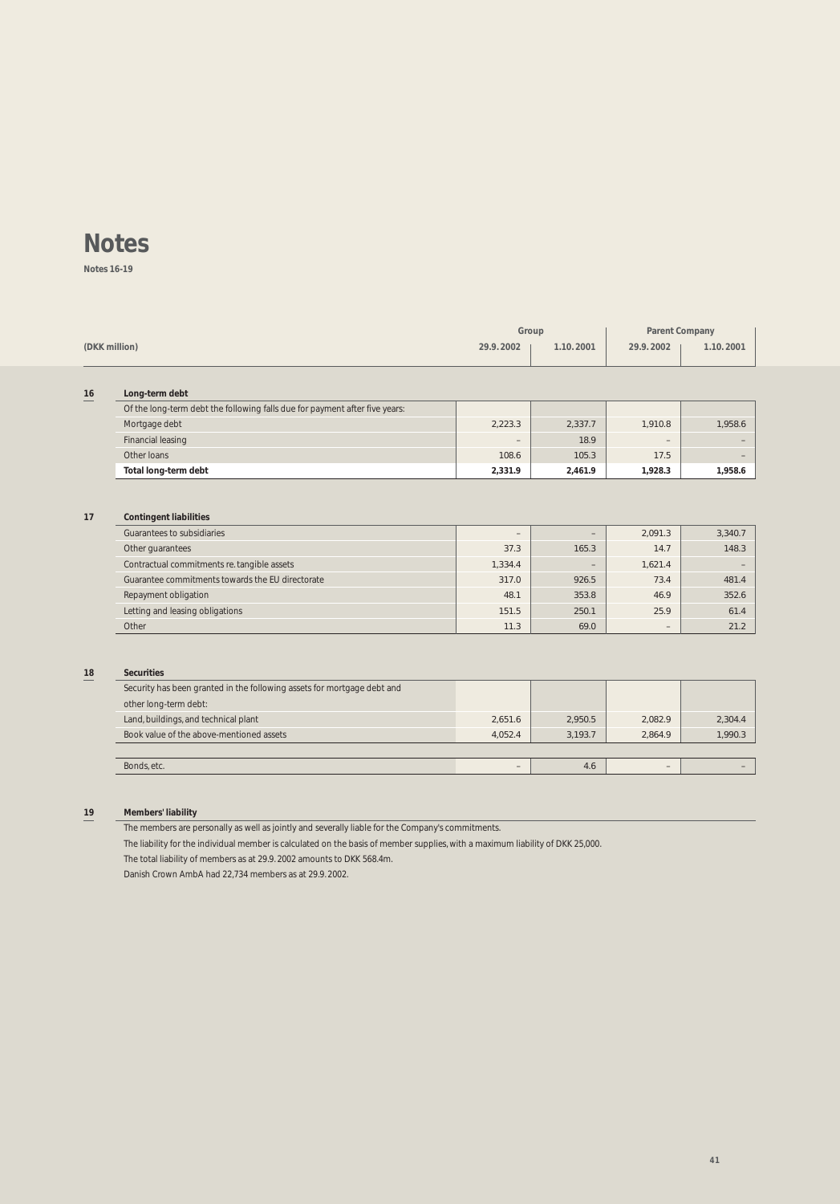# Notes

**Notes 16-19**

| (DKK million) | Group | | Parent Company | |
|---|---|---|---|---|
| | 29.9.2002 | 1.10.2001 | 29.9.2002 | 1.10.2001 |
| **16 Long-term debt** | | | | |
| Of the long-term debt the following falls due for payment after five years: | | | | |
| Mortgage debt | 2,223.3 | 2,337.7 | 1,910.8 | 1,958.6 |
| Financial leasing | – | 18.9 | – | – |
| Other loans | 108.6 | 105.3 | 17.5 | – |
| **Total long-term debt** | **2,331.9** | **2,461.9** | **1,928.3** | **1,958.6** |
| **17 Contingent liabilities** | | | | |
| Guarantees to subsidiaries | – | – | 2,091.3 | 3,340.7 |
| Other guarantees | 37.3 | 165.3 | 14.7 | 148.3 |
| Contractual commitments re. tangible assets | 1,334.4 | – | 1,621.4 | – |
| Guarantee commitments towards the EU directorate | 317.0 | 926.5 | 73.4 | 481.4 |
| Repayment obligation | 48.1 | 353.8 | 46.9 | 352.6 |
| Letting and leasing obligations | 151.5 | 250.1 | 25.9 | 61.4 |
| Other | 11.3 | 69.0 | – | 21.2 |
| **18 Securities** | | | | |
| Security has been granted in the following assets for mortgage debt and other long-term debt: | | | | |
| Land, buildings, and technical plant | 2,651.6 | 2,950.5 | 2,082.9 | 2,304.4 |
| Book value of the above-mentioned assets | 4,052.4 | 3,193.7 | 2,864.9 | 1,990.3 |
| Bonds, etc. | – | 4.6 | – | – |

## 19 Members' liability

The members are personally as well as jointly and severally liable for the Company's commitments.

The liability for the individual member is calculated on the basis of member supplies, with a maximum liability of DKK 25,000.

The total liability of members as at 29.9.2002 amounts to DKK 568.4m.

Danish Crown AmbA had 22,734 members as at 29.9.2002.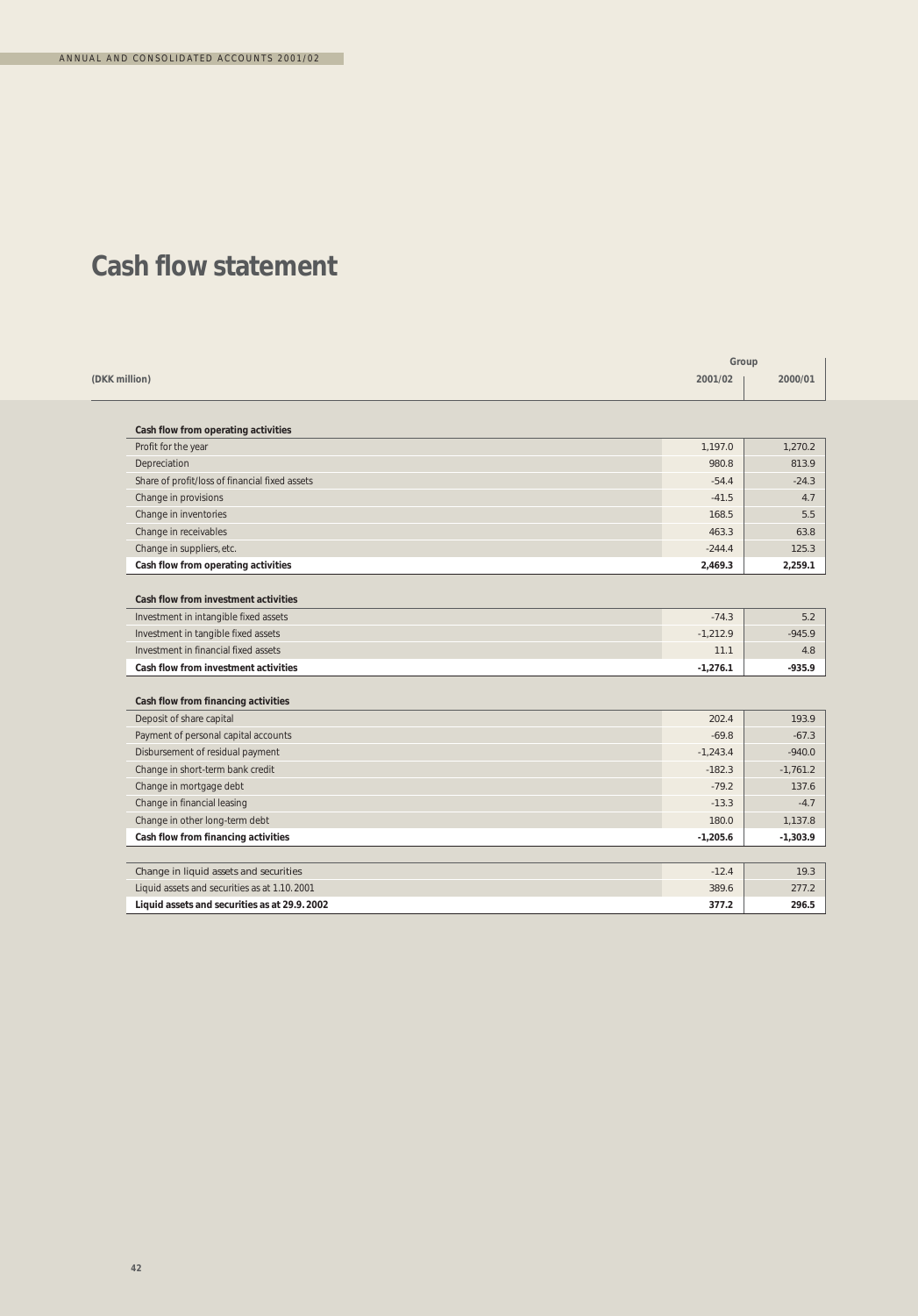# Cash flow statement

| (DKK million) | Group | |
|---|---|---|
| | 2001/02 | 2000/01 |
| **Cash flow from operating activities** | | |
| Profit for the year | 1,197.0 | 1,270.2 |
| Depreciation | 980.8 | 813.9 |
| Share of profit/loss of financial fixed assets | -54.4 | -24.3 |
| Change in provisions | -41.5 | 4.7 |
| Change in inventories | 168.5 | 5.5 |
| Change in receivables | 463.3 | 63.8 |
| Change in suppliers, etc. | -244.4 | 125.3 |
| **Cash flow from operating activities** | **2,469.3** | **2,259.1** |
| **Cash flow from investment activities** | | |
| Investment in intangible fixed assets | -74.3 | 5.2 |
| Investment in tangible fixed assets | -1,212.9 | -945.9 |
| Investment in financial fixed assets | 11.1 | 4.8 |
| **Cash flow from investment activities** | **-1,276.1** | **-935.9** |
| **Cash flow from financing activities** | | |
| Deposit of share capital | 202.4 | 193.9 |
| Payment of personal capital accounts | -69.8 | -67.3 |
| Disbursement of residual payment | -1,243.4 | -940.0 |
| Change in short-term bank credit | -182.3 | -1,761.2 |
| Change in mortgage debt | -79.2 | 137.6 |
| Change in financial leasing | -13.3 | -4.7 |
| Change in other long-term debt | 180.0 | 1,137.8 |
| **Cash flow from financing activities** | **-1,205.6** | **-1,303.9** |
| Change in liquid assets and securities | -12.4 | 19.3 |
| Liquid assets and securities as at 1.10.2001 | 389.6 | 277.2 |
| **Liquid assets and securities as at 29.9.2002** | **377.2** | **296.5** |